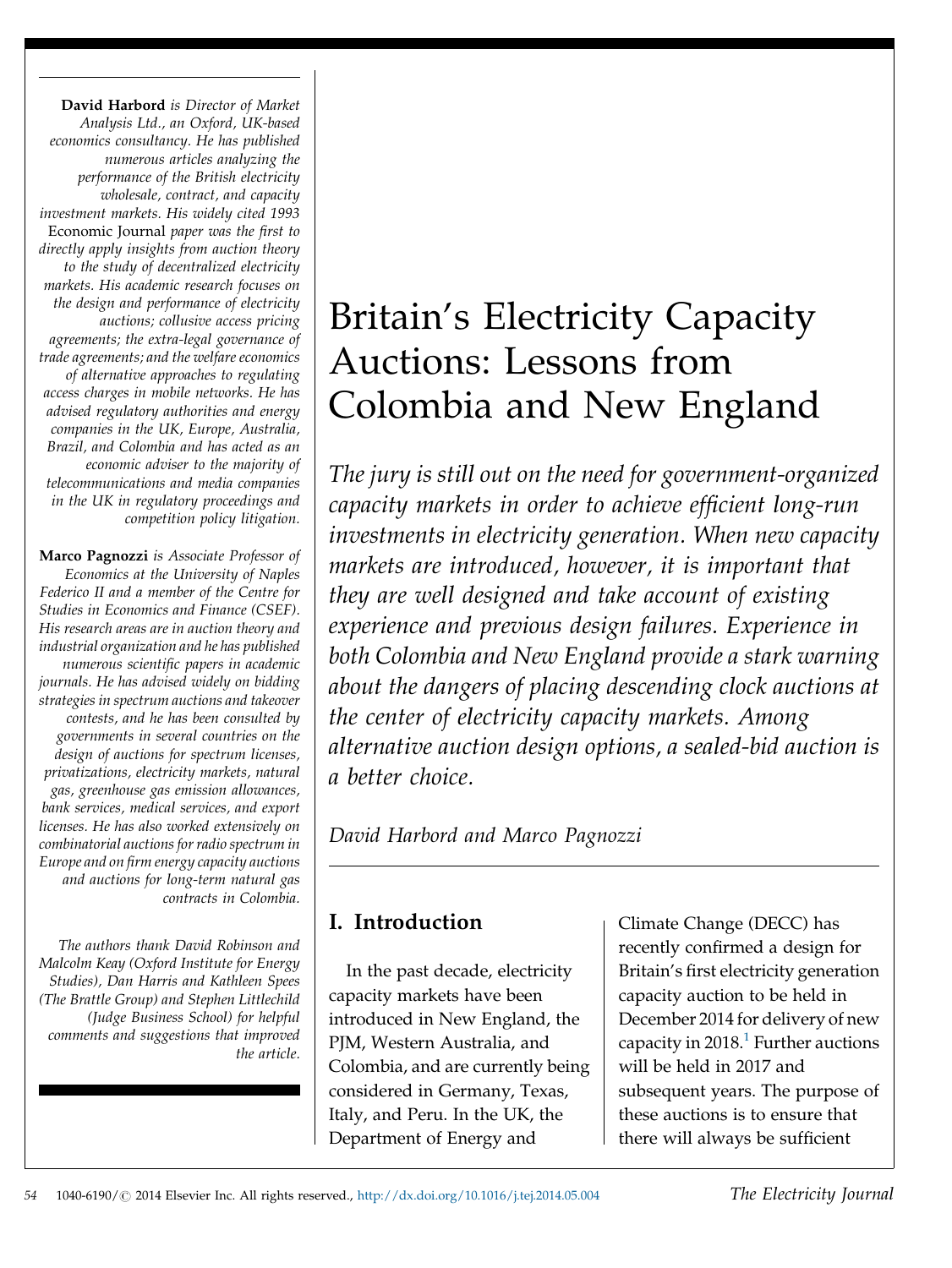# Britain's Electricity Capacity Auctions: Lessons from Colombia and New England

*The jury is still out on the need for government-organized capacity markets in order to achieve efficient long-run investments in electricity generation. When new capacity markets are introduced, however, it is important that they are well designed and take account of existing experience and previous design failures. Experience in both Colombia and New England provide a stark warning about the dangers of placing descending clock auctions at the center of electricity capacity markets. Among alternative auction design options, a sealed-bid auction is a better choice.*

*David Harbord and Marco Pagnozzi*

**David Harbord** *is Director of Market Analysis Ltd., an Oxford, UK-based economics consultancy. He has published numerous articles analyzing the performance of the British electricity wholesale, contract, and capacity investment markets. His widely cited 1993* Economic Journal *paper was the first to directly apply insights from auction theory to the study of decentralized electricity markets. His academic research focuses on the design and performance of electricity auctions; collusive access pricing agreements; the extra-legal governance of trade agreements; and the welfare economics of alternative approaches to regulating access charges in mobile networks. He has advised regulatory authorities and energy companies in the UK, Europe, Australia, Brazil, and Colombia and has acted as an economic adviser to the majority of telecommunications and media companies in the UK in regulatory proceedings and competition policy litigation.*

**Marco Pagnozzi** *is Associate Professor of Economics at the University of Naples Federico II and a member of the Centre for Studies in Economics and Finance (CSEF). His research areas are in auction theory and industrial organization and he has published numerous scientific papers in academic journals. He has advised widely on bidding strategies in spectrum auctions and takeover contests, and he has been consulted by governments in several countries on the design of auctions for spectrum licenses, privatizations, electricity markets, natural gas, greenhouse gas emission allowances, bank services, medical services, and export licenses. He has also worked extensively on combinatorial auctions for radio spectrum in Europe and on firm energy capacity auctions and auctions for long-term natural gas contracts in Colombia.*

*The authors thank David Robinson and Malcolm Keay (Oxford Institute for Energy Studies), Dan Harris and Kathleen Spees (The Brattle Group) and Stephen Littlechild (Judge Business School) for helpful comments and suggestions that improved the article.*

## I. Introduction

In the past decade, electricity capacity markets have been introduced in New England, the PJM, Western Australia, and Colombia, and are currently being considered in Germany, Texas, Italy, and Peru. In the UK, the Department of Energy and Climate Change (DECC) has recently confirmed a design for Britain's first electricity generation capacity auction to be held in December 2014 for delivery of new capacity in 2018.[1] Further auctions will be held in 2017 and subsequent years. The purpose of these auctions is to ensure that there will always be sufficient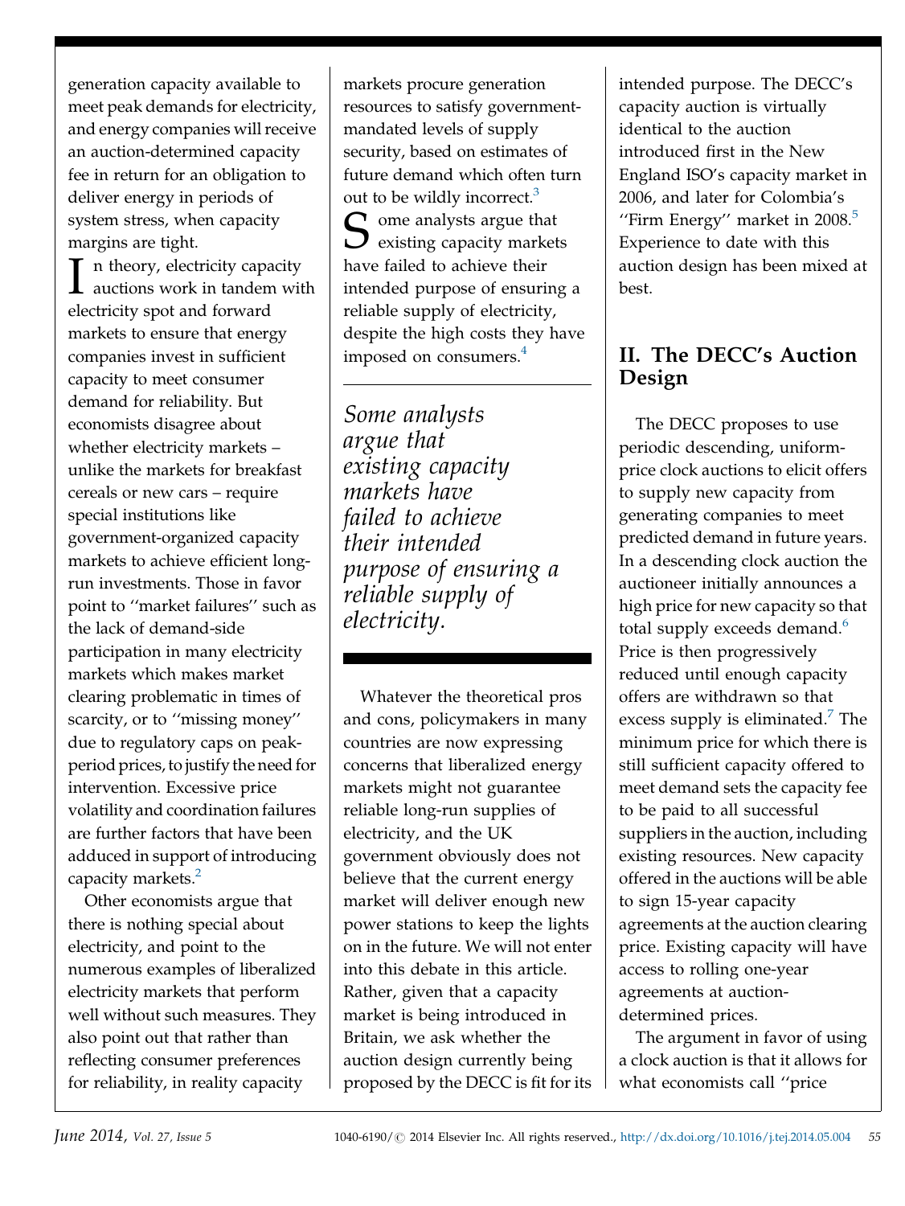generation capacity available to meet peak demands for electricity, and energy companies will receive an auction-determined capacity fee in return for an obligation to deliver energy in periods of system stress, when capacity margins are tight.

In theory, electricity capacity auctions work in tandem with electricity spot and forward markets to ensure that energy companies invest in sufficient capacity to meet consumer demand for reliability. But economists disagree about whether electricity markets – unlike the markets for breakfast cereals or new cars – require special institutions like government-organized capacity markets to achieve efficient long-run investments. Those in favor point to ''market failures'' such as the lack of demand-side participation in many electricity markets which makes market clearing problematic in times of scarcity, or to ''missing money'' due to regulatory caps on peak-period prices, to justify the need for intervention. Excessive price volatility and coordination failures are further factors that have been adduced in support of introducing capacity markets.[2]

Other economists argue that there is nothing special about electricity, and point to the numerous examples of liberalized electricity markets that perform well without such measures. They also point out that rather than reflecting consumer preferences for reliability, in reality capacity markets procure generation resources to satisfy government-mandated levels of supply security, based on estimates of future demand which often turn out to be wildly incorrect.[3]

Some analysts argue that existing capacity markets have failed to achieve their intended purpose of ensuring a reliable supply of electricity, despite the high costs they have imposed on consumers.[4]

*Some analysts argue that existing capacity markets have failed to achieve their intended purpose of ensuring a reliable supply of electricity.*

Whatever the theoretical pros and cons, policymakers in many countries are now expressing concerns that liberalized energy markets might not guarantee reliable long-run supplies of electricity, and the UK government obviously does not believe that the current energy market will deliver enough new power stations to keep the lights on in the future. We will not enter into this debate in this article. Rather, given that a capacity market is being introduced in Britain, we ask whether the auction design currently being proposed by the DECC is fit for its intended purpose. The DECC's capacity auction is virtually identical to the auction introduced first in the New England ISO's capacity market in 2006, and later for Colombia's ''Firm Energy'' market in 2008.[5] Experience to date with this auction design has been mixed at best.

## II. The DECC's Auction Design

The DECC proposes to use periodic descending, uniform-price clock auctions to elicit offers to supply new capacity from generating companies to meet predicted demand in future years. In a descending clock auction the auctioneer initially announces a high price for new capacity so that total supply exceeds demand.[6] Price is then progressively reduced until enough capacity offers are withdrawn so that excess supply is eliminated.[7] The minimum price for which there is still sufficient capacity offered to meet demand sets the capacity fee to be paid to all successful suppliers in the auction, including existing resources. New capacity offered in the auctions will be able to sign 15-year capacity agreements at the auction clearing price. Existing capacity will have access to rolling one-year agreements at auction-determined prices.

The argument in favor of using a clock auction is that it allows for what economists call ''price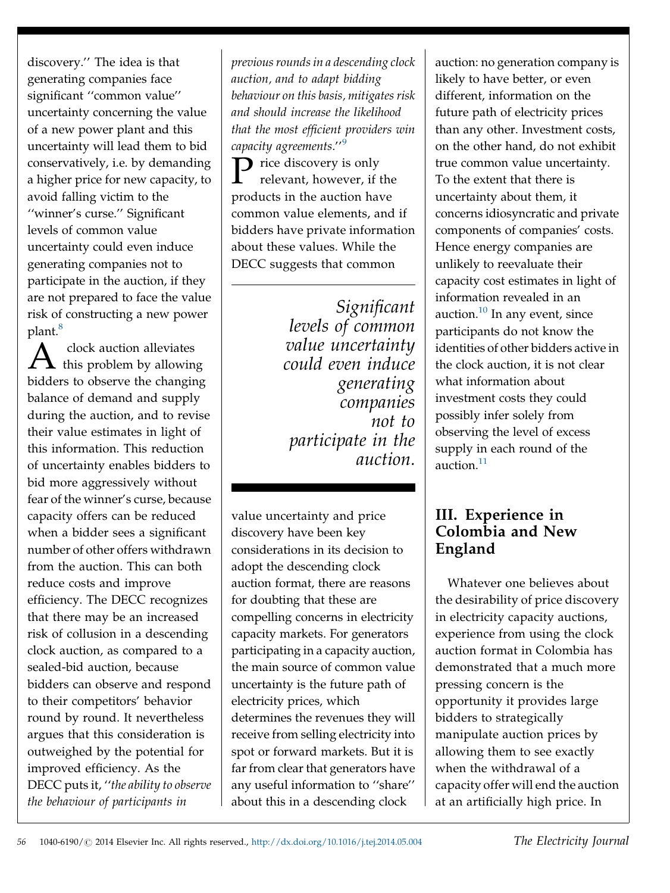discovery.'' The idea is that generating companies face significant ''common value'' uncertainty concerning the value of a new power plant and this uncertainty will lead them to bid conservatively, i.e. by demanding a higher price for new capacity, to avoid falling victim to the ''winner's curse.'' Significant levels of common value uncertainty could even induce generating companies not to participate in the auction, if they are not prepared to face the value risk of constructing a new power plant.[8]

A clock auction alleviates this problem by allowing bidders to observe the changing balance of demand and supply during the auction, and to revise their value estimates in light of this information. This reduction of uncertainty enables bidders to bid more aggressively without fear of the winner's curse, because capacity offers can be reduced when a bidder sees a significant number of other offers withdrawn from the auction. This can both reduce costs and improve efficiency. The DECC recognizes that there may be an increased risk of collusion in a descending clock auction, as compared to a sealed-bid auction, because bidders can observe and respond to their competitors' behavior round by round. It nevertheless argues that this consideration is outweighed by the potential for improved efficiency. As the DECC puts it, ''*the ability to observe the behaviour of participants in previous rounds in a descending clock auction, and to adapt bidding behaviour on this basis, mitigates risk and should increase the likelihood that the most efficient providers win capacity agreements*.''[9]

Price discovery is only relevant, however, if the products in the auction have common value elements, and if bidders have private information about these values. While the DECC suggests that common value uncertainty and price discovery have been key considerations in its decision to adopt the descending clock auction format, there are reasons for doubting that these are compelling concerns in electricity capacity markets. For generators participating in a capacity auction, the main source of common value uncertainty is the future path of electricity prices, which determines the revenues they will receive from selling electricity into spot or forward markets. But it is far from clear that generators have any useful information to ''share'' about this in a descending clock auction: no generation company is likely to have better, or even different, information on the future path of electricity prices than any other. Investment costs, on the other hand, do not exhibit true common value uncertainty. To the extent that there is uncertainty about them, it concerns idiosyncratic and private components of companies' costs. Hence energy companies are unlikely to reevaluate their capacity cost estimates in light of information revealed in an auction.[10] In any event, since participants do not know the identities of other bidders active in the clock auction, it is not clear what information about investment costs they could possibly infer solely from observing the level of excess supply in each round of the auction.[11]

> *Significant levels of common value uncertainty could even induce generating companies not to participate in the auction.*

## III. Experience in Colombia and New England

Whatever one believes about the desirability of price discovery in electricity capacity auctions, experience from using the clock auction format in Colombia has demonstrated that a much more pressing concern is the opportunity it provides large bidders to strategically manipulate auction prices by allowing them to see exactly when the withdrawal of a capacity offer will end the auction at an artificially high price. In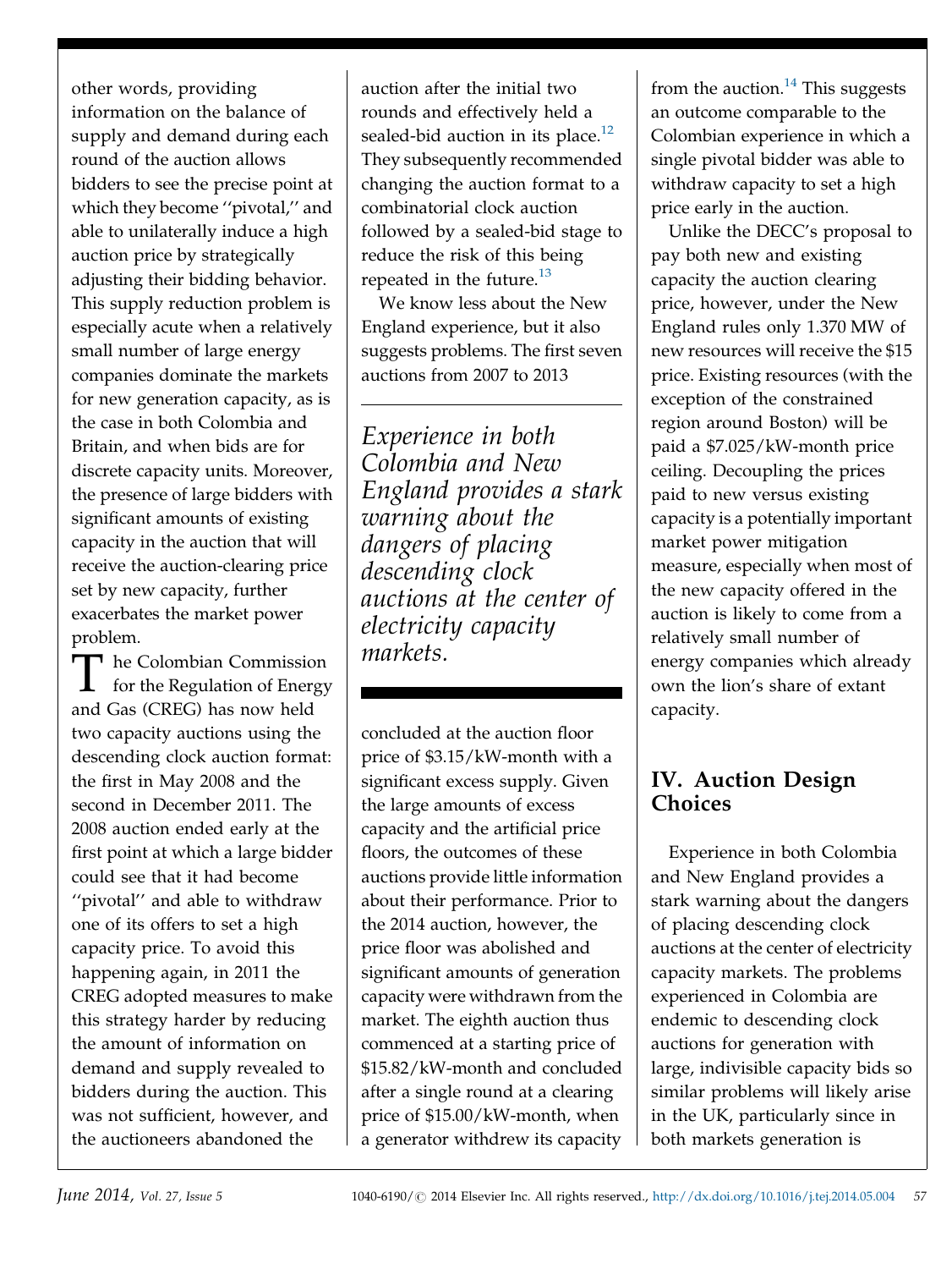other words, providing information on the balance of supply and demand during each round of the auction allows bidders to see the precise point at which they become ''pivotal,'' and able to unilaterally induce a high auction price by strategically adjusting their bidding behavior. This supply reduction problem is especially acute when a relatively small number of large energy companies dominate the markets for new generation capacity, as is the case in both Colombia and Britain, and when bids are for discrete capacity units. Moreover, the presence of large bidders with significant amounts of existing capacity in the auction that will receive the auction-clearing price set by new capacity, further exacerbates the market power problem.

The Colombian Commission for the Regulation of Energy and Gas (CREG) has now held two capacity auctions using the descending clock auction format: the first in May 2008 and the second in December 2011. The 2008 auction ended early at the first point at which a large bidder could see that it had become ''pivotal'' and able to withdraw one of its offers to set a high capacity price. To avoid this happening again, in 2011 the CREG adopted measures to make this strategy harder by reducing the amount of information on demand and supply revealed to bidders during the auction. This was not sufficient, however, and the auctioneers abandoned the auction after the initial two rounds and effectively held a sealed-bid auction in its place.[12] They subsequently recommended changing the auction format to a combinatorial clock auction followed by a sealed-bid stage to reduce the risk of this being repeated in the future.[13]

We know less about the New England experience, but it also suggests problems. The first seven auctions from 2007 to 2013 concluded at the auction floor price of \$3.15/kW-month with a significant excess supply. Given the large amounts of excess capacity and the artificial price floors, the outcomes of these auctions provide little information about their performance. Prior to the 2014 auction, however, the price floor was abolished and significant amounts of generation capacity were withdrawn from the market. The eighth auction thus commenced at a starting price of \$15.82/kW-month and concluded after a single round at a clearing price of \$15.00/kW-month, when a generator withdrew its capacity from the auction.[14] This suggests an outcome comparable to the Colombian experience in which a single pivotal bidder was able to withdraw capacity to set a high price early in the auction.

> *Experience in both Colombia and New England provides a stark warning about the dangers of placing descending clock auctions at the center of electricity capacity markets.*

Unlike the DECC's proposal to pay both new and existing capacity the auction clearing price, however, under the New England rules only 1.370 MW of new resources will receive the \$15 price. Existing resources (with the exception of the constrained region around Boston) will be paid a \$7.025/kW-month price ceiling. Decoupling the prices paid to new versus existing capacity is a potentially important market power mitigation measure, especially when most of the new capacity offered in the auction is likely to come from a relatively small number of energy companies which already own the lion's share of extant capacity.

## IV. Auction Design Choices

Experience in both Colombia and New England provides a stark warning about the dangers of placing descending clock auctions at the center of electricity capacity markets. The problems experienced in Colombia are endemic to descending clock auctions for generation with large, indivisible capacity bids so similar problems will likely arise in the UK, particularly since in both markets generation is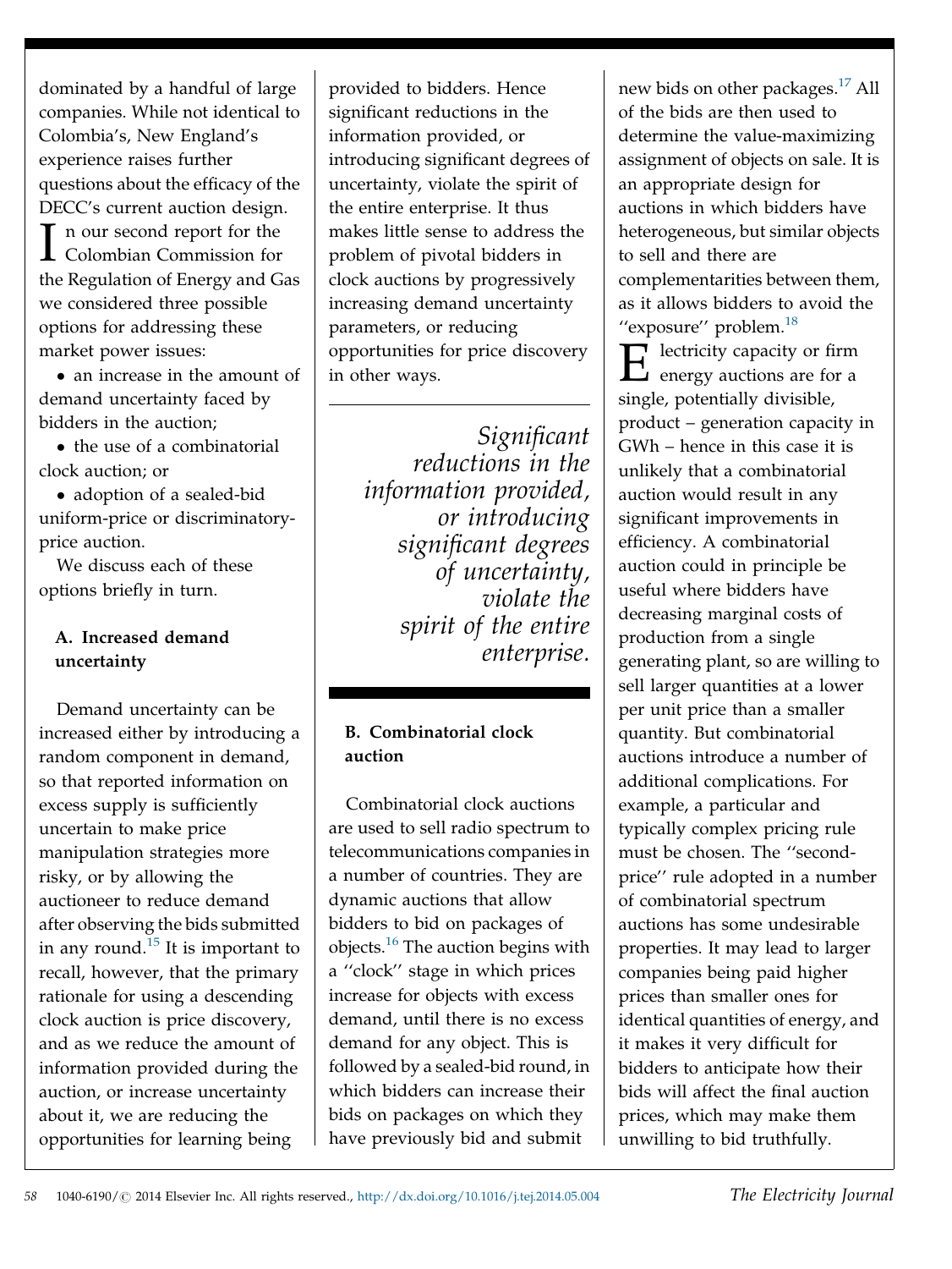dominated by a handful of large companies. While not identical to Colombia's, New England's experience raises further questions about the efficacy of the DECC's current auction design.

In our second report for the Colombian Commission for the Regulation of Energy and Gas we considered three possible options for addressing these market power issues:

- an increase in the amount of demand uncertainty faced by bidders in the auction;
- the use of a combinatorial clock auction; or
- adoption of a sealed-bid uniform-price or discriminatory-price auction.

We discuss each of these options briefly in turn.

### A. Increased demand uncertainty

Demand uncertainty can be increased either by introducing a random component in demand, so that reported information on excess supply is sufficiently uncertain to make price manipulation strategies more risky, or by allowing the auctioneer to reduce demand after observing the bids submitted in any round.[15] It is important to recall, however, that the primary rationale for using a descending clock auction is price discovery, and as we reduce the amount of information provided during the auction, or increase uncertainty about it, we are reducing the opportunities for learning being provided to bidders. Hence significant reductions in the information provided, or introducing significant degrees of uncertainty, violate the spirit of the entire enterprise. It thus makes little sense to address the problem of pivotal bidders in clock auctions by progressively increasing demand uncertainty parameters, or reducing opportunities for price discovery in other ways.

*Significant reductions in the information provided, or introducing significant degrees of uncertainty, violate the spirit of the entire enterprise.*

### B. Combinatorial clock auction

Combinatorial clock auctions are used to sell radio spectrum to telecommunications companies in a number of countries. They are dynamic auctions that allow bidders to bid on packages of objects.[16] The auction begins with a ''clock'' stage in which prices increase for objects with excess demand, until there is no excess demand for any object. This is followed by a sealed-bid round, in which bidders can increase their bids on packages on which they have previously bid and submit new bids on other packages.[17] All of the bids are then used to determine the value-maximizing assignment of objects on sale. It is an appropriate design for auctions in which bidders have heterogeneous, but similar objects to sell and there are complementarities between them, as it allows bidders to avoid the ''exposure'' problem.[18]

Electricity capacity or firm energy auctions are for a single, potentially divisible, product – generation capacity in GWh – hence in this case it is unlikely that a combinatorial auction would result in any significant improvements in efficiency. A combinatorial auction could in principle be useful where bidders have decreasing marginal costs of production from a single generating plant, so are willing to sell larger quantities at a lower per unit price than a smaller quantity. But combinatorial auctions introduce a number of additional complications. For example, a particular and typically complex pricing rule must be chosen. The ''second-price'' rule adopted in a number of combinatorial spectrum auctions has some undesirable properties. It may lead to larger companies being paid higher prices than smaller ones for identical quantities of energy, and it makes it very difficult for bidders to anticipate how their bids will affect the final auction prices, which may make them unwilling to bid truthfully.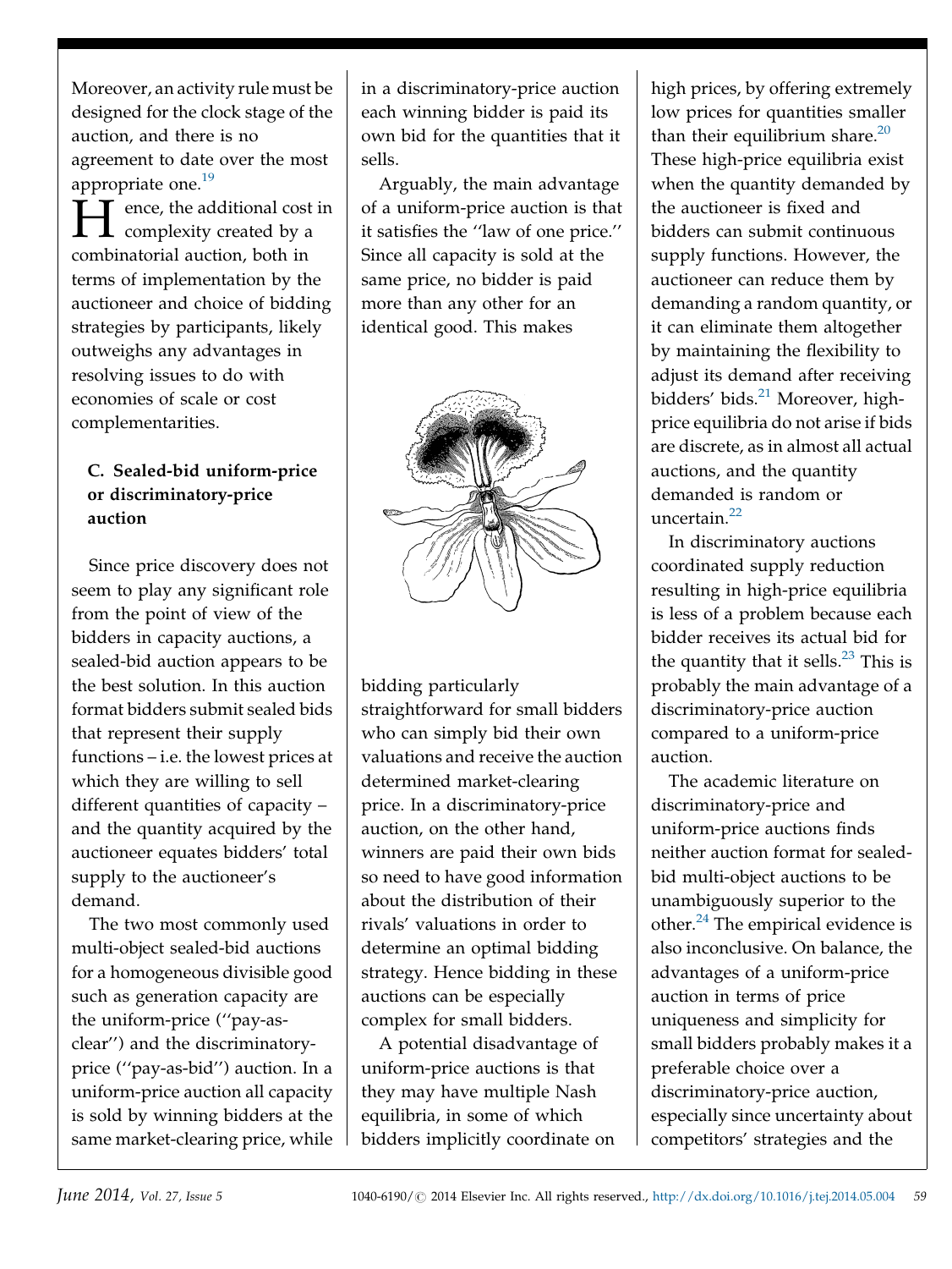Moreover, an activity rule must be designed for the clock stage of the auction, and there is no agreement to date over the most appropriate one.[19]

Hence, the additional cost in complexity created by a combinatorial auction, both in terms of implementation by the auctioneer and choice of bidding strategies by participants, likely outweighs any advantages in resolving issues to do with economies of scale or cost complementarities.

### C. Sealed-bid uniform-price or discriminatory-price auction

Since price discovery does not seem to play any significant role from the point of view of the bidders in capacity auctions, a sealed-bid auction appears to be the best solution. In this auction format bidders submit sealed bids that represent their supply functions – i.e. the lowest prices at which they are willing to sell different quantities of capacity – and the quantity acquired by the auctioneer equates bidders' total supply to the auctioneer's demand.

The two most commonly used multi-object sealed-bid auctions for a homogeneous divisible good such as generation capacity are the uniform-price (''pay-as-clear'') and the discriminatory-price (''pay-as-bid'') auction. In a uniform-price auction all capacity is sold by winning bidders at the same market-clearing price, while in a discriminatory-price auction each winning bidder is paid its own bid for the quantities that it sells.

Arguably, the main advantage of a uniform-price auction is that it satisfies the ''law of one price.'' Since all capacity is sold at the same price, no bidder is paid more than any other for an identical good. This makes bidding particularly straightforward for small bidders who can simply bid their own valuations and receive the auction determined market-clearing price. In a discriminatory-price auction, on the other hand, winners are paid their own bids so need to have good information about the distribution of their rivals' valuations in order to determine an optimal bidding strategy. Hence bidding in these auctions can be especially complex for small bidders.

A potential disadvantage of uniform-price auctions is that they may have multiple Nash equilibria, in some of which bidders implicitly coordinate on high prices, by offering extremely low prices for quantities smaller than their equilibrium share.[20] These high-price equilibria exist when the quantity demanded by the auctioneer is fixed and bidders can submit continuous supply functions. However, the auctioneer can reduce them by demanding a random quantity, or it can eliminate them altogether by maintaining the flexibility to adjust its demand after receiving bidders' bids.[21] Moreover, high-price equilibria do not arise if bids are discrete, as in almost all actual auctions, and the quantity demanded is random or uncertain.[22]

In discriminatory auctions coordinated supply reduction resulting in high-price equilibria is less of a problem because each bidder receives its actual bid for the quantity that it sells.[23] This is probably the main advantage of a discriminatory-price auction compared to a uniform-price auction.

The academic literature on discriminatory-price and uniform-price auctions finds neither auction format for sealed-bid multi-object auctions to be unambiguously superior to the other.[24] The empirical evidence is also inconclusive. On balance, the advantages of a uniform-price auction in terms of price uniqueness and simplicity for small bidders probably makes it a preferable choice over a discriminatory-price auction, especially since uncertainty about competitors' strategies and the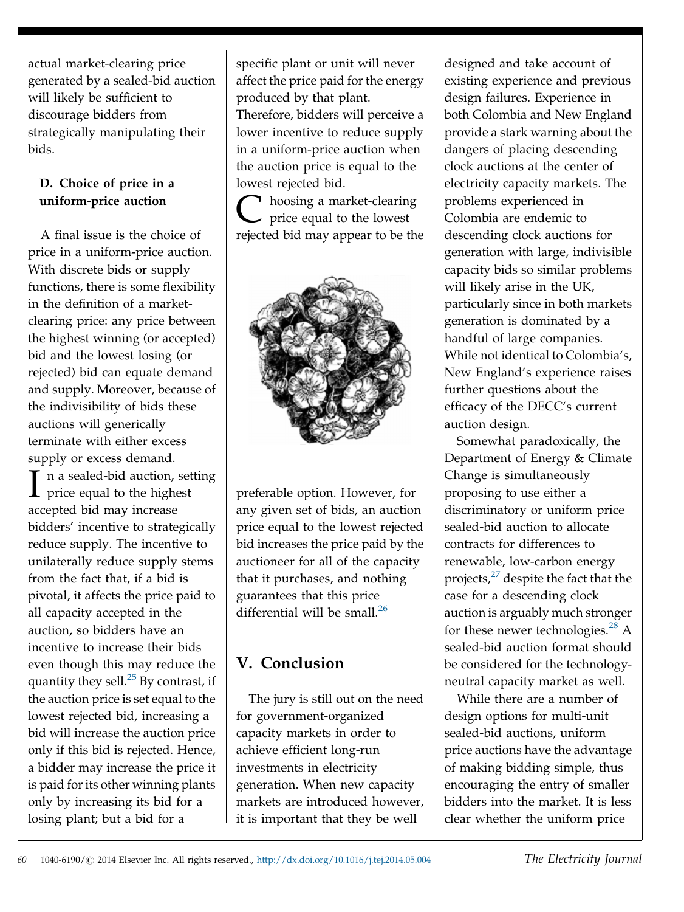actual market-clearing price generated by a sealed-bid auction will likely be sufficient to discourage bidders from strategically manipulating their bids.

### D. Choice of price in a uniform-price auction

A final issue is the choice of price in a uniform-price auction. With discrete bids or supply functions, there is some flexibility in the definition of a market-clearing price: any price between the highest winning (or accepted) bid and the lowest losing (or rejected) bid can equate demand and supply. Moreover, because of the indivisibility of bids these auctions will generically terminate with either excess supply or excess demand.

In a sealed-bid auction, setting price equal to the highest accepted bid may increase bidders' incentive to strategically reduce supply. The incentive to unilaterally reduce supply stems from the fact that, if a bid is pivotal, it affects the price paid to all capacity accepted in the auction, so bidders have an incentive to increase their bids even though this may reduce the quantity they sell.[25] By contrast, if the auction price is set equal to the lowest rejected bid, increasing a bid will increase the auction price only if this bid is rejected. Hence, a bidder may increase the price it is paid for its other winning plants only by increasing its bid for a losing plant; but a bid for a specific plant or unit will never affect the price paid for the energy produced by that plant. Therefore, bidders will perceive a lower incentive to reduce supply in a uniform-price auction when the auction price is equal to the lowest rejected bid.

Choosing a market-clearing price equal to the lowest rejected bid may appear to be the preferable option. However, for any given set of bids, an auction price equal to the lowest rejected bid increases the price paid by the auctioneer for all of the capacity that it purchases, and nothing guarantees that this price differential will be small.[26]

## V. Conclusion

The jury is still out on the need for government-organized capacity markets in order to achieve efficient long-run investments in electricity generation. When new capacity markets are introduced however, it is important that they be well designed and take account of existing experience and previous design failures. Experience in both Colombia and New England provide a stark warning about the dangers of placing descending clock auctions at the center of electricity capacity markets. The problems experienced in Colombia are endemic to descending clock auctions for generation with large, indivisible capacity bids so similar problems will likely arise in the UK, particularly since in both markets generation is dominated by a handful of large companies. While not identical to Colombia's, New England's experience raises further questions about the efficacy of the DECC's current auction design.

Somewhat paradoxically, the Department of Energy & Climate Change is simultaneously proposing to use either a discriminatory or uniform price sealed-bid auction to allocate contracts for differences to renewable, low-carbon energy projects,[27] despite the fact that the case for a descending clock auction is arguably much stronger for these newer technologies.[28] A sealed-bid auction format should be considered for the technology-neutral capacity market as well.

While there are a number of design options for multi-unit sealed-bid auctions, uniform price auctions have the advantage of making bidding simple, thus encouraging the entry of smaller bidders into the market. It is less clear whether the uniform price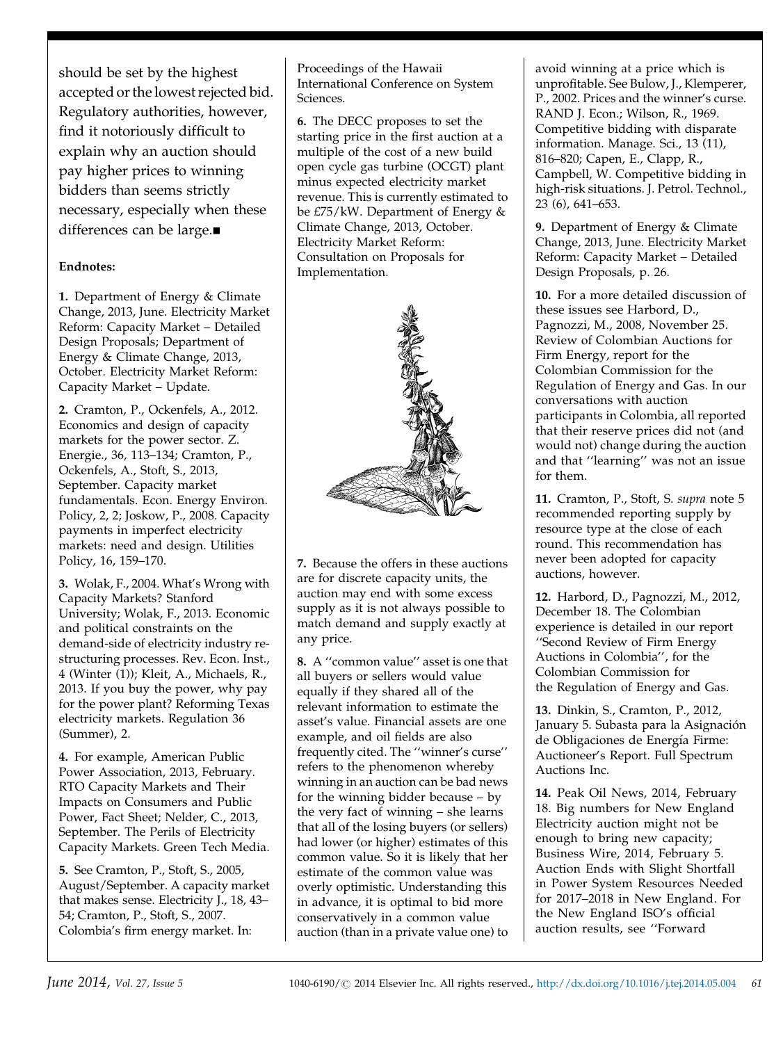should be set by the highest accepted or the lowest rejected bid. Regulatory authorities, however, find it notoriously difficult to explain why an auction should pay higher prices to winning bidders than seems strictly necessary, especially when these differences can be large.■

**Endnotes:**

**1.** Department of Energy & Climate Change, 2013, June. Electricity Market Reform: Capacity Market – Detailed Design Proposals; Department of Energy & Climate Change, 2013, October. Electricity Market Reform: Capacity Market – Update.

**2.** Cramton, P., Ockenfels, A., 2012. Economics and design of capacity markets for the power sector. Z. Energie., 36, 113–134; Cramton, P., Ockenfels, A., Stoft, S., 2013, September. Capacity market fundamentals. Econ. Energy Environ. Policy, 2, 2; Joskow, P., 2008. Capacity payments in imperfect electricity markets: need and design. Utilities Policy, 16, 159–170.

**3.** Wolak, F., 2004. What's Wrong with Capacity Markets? Stanford University; Wolak, F., 2013. Economic and political constraints on the demand-side of electricity industry restructuring processes. Rev. Econ. Inst., 4 (Winter (1)); Kleit, A., Michaels, R., 2013. If you buy the power, why pay for the power plant? Reforming Texas electricity markets. Regulation 36 (Summer), 2.

**4.** For example, American Public Power Association, 2013, February. RTO Capacity Markets and Their Impacts on Consumers and Public Power, Fact Sheet; Nelder, C., 2013, September. The Perils of Electricity Capacity Markets. Green Tech Media.

**5.** See Cramton, P., Stoft, S., 2005, August/September. A capacity market that makes sense. Electricity J., 18, 43–54; Cramton, P., Stoft, S., 2007. Colombia's firm energy market. In: Proceedings of the Hawaii International Conference on System Sciences.

**6.** The DECC proposes to set the starting price in the first auction at a multiple of the cost of a new build open cycle gas turbine (OCGT) plant minus expected electricity market revenue. This is currently estimated to be £75/kW. Department of Energy & Climate Change, 2013, October. Electricity Market Reform: Consultation on Proposals for Implementation.

**7.** Because the offers in these auctions are for discrete capacity units, the auction may end with some excess supply as it is not always possible to match demand and supply exactly at any price.

**8.** A ''common value'' asset is one that all buyers or sellers would value equally if they shared all of the relevant information to estimate the asset's value. Financial assets are one example, and oil fields are also frequently cited. The ''winner's curse'' refers to the phenomenon whereby winning in an auction can be bad news for the winning bidder because – by the very fact of winning – she learns that all of the losing buyers (or sellers) had lower (or higher) estimates of this common value. So it is likely that her estimate of the common value was overly optimistic. Understanding this in advance, it is optimal to bid more conservatively in a common value auction (than in a private value one) to avoid winning at a price which is unprofitable. See Bulow, J., Klemperer, P., 2002. Prices and the winner's curse. RAND J. Econ.; Wilson, R., 1969. Competitive bidding with disparate information. Manage. Sci., 13 (11), 816–820; Capen, E., Clapp, R., Campbell, W. Competitive bidding in high-risk situations. J. Petrol. Technol., 23 (6), 641–653.

**9.** Department of Energy & Climate Change, 2013, June. Electricity Market Reform: Capacity Market – Detailed Design Proposals, p. 26.

**10.** For a more detailed discussion of these issues see Harbord, D., Pagnozzi, M., 2008, November 25. Review of Colombian Auctions for Firm Energy, report for the Colombian Commission for the Regulation of Energy and Gas. In our conversations with auction participants in Colombia, all reported that their reserve prices did not (and would not) change during the auction and that ''learning'' was not an issue for them.

**11.** Cramton, P., Stoft, S. *supra* note 5 recommended reporting supply by resource type at the close of each round. This recommendation has never been adopted for capacity auctions, however.

**12.** Harbord, D., Pagnozzi, M., 2012, December 18. The Colombian experience is detailed in our report ''Second Review of Firm Energy Auctions in Colombia'', for the Colombian Commission for the Regulation of Energy and Gas.

**13.** Dinkin, S., Cramton, P., 2012, January 5. Subasta para la Asignación de Obligaciones de Energía Firme: Auctioneer's Report. Full Spectrum Auctions Inc.

**14.** Peak Oil News, 2014, February 18. Big numbers for New England Electricity auction might not be enough to bring new capacity; Business Wire, 2014, February 5. Auction Ends with Slight Shortfall in Power System Resources Needed for 2017–2018 in New England. For the New England ISO's official auction results, see ''Forward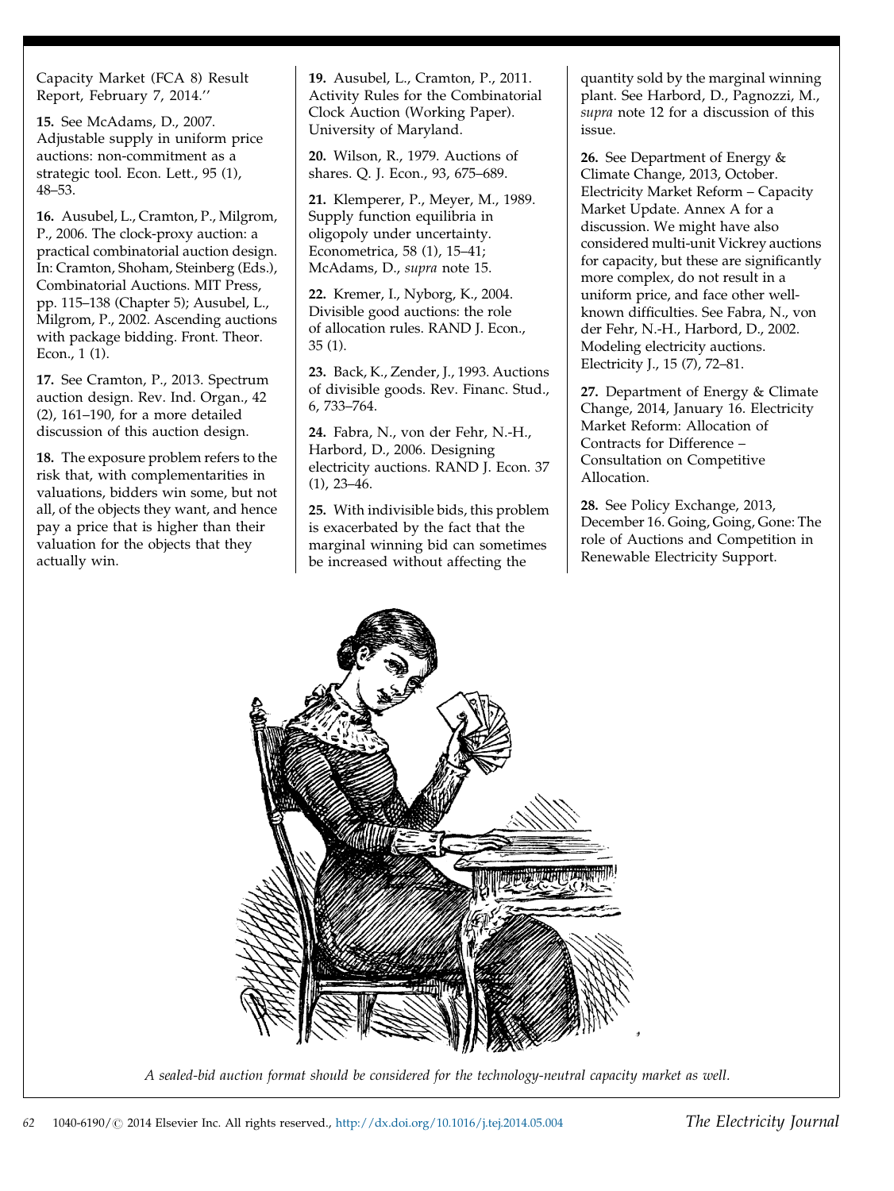Capacity Market (FCA 8) Result Report, February 7, 2014.''

15. See McAdams, D., 2007. Adjustable supply in uniform price auctions: non-commitment as a strategic tool. Econ. Lett., 95 (1), 48–53.

16. Ausubel, L., Cramton, P., Milgrom, P., 2006. The clock-proxy auction: a practical combinatorial auction design. In: Cramton, Shoham, Steinberg (Eds.), Combinatorial Auctions. MIT Press, pp. 115–138 (Chapter 5); Ausubel, L., Milgrom, P., 2002. Ascending auctions with package bidding. Front. Theor. Econ., 1 (1).

17. See Cramton, P., 2013. Spectrum auction design. Rev. Ind. Organ., 42 (2), 161–190, for a more detailed discussion of this auction design.

18. The exposure problem refers to the risk that, with complementarities in valuations, bidders win some, but not all, of the objects they want, and hence pay a price that is higher than their valuation for the objects that they actually win.

19. Ausubel, L., Cramton, P., 2011. Activity Rules for the Combinatorial Clock Auction (Working Paper). University of Maryland.

20. Wilson, R., 1979. Auctions of shares. Q. J. Econ., 93, 675–689.

21. Klemperer, P., Meyer, M., 1989. Supply function equilibria in oligopoly under uncertainty. Econometrica, 58 (1), 15–41; McAdams, D., *supra* note 15.

22. Kremer, I., Nyborg, K., 2004. Divisible good auctions: the role of allocation rules. RAND J. Econ., 35 (1).

23. Back, K., Zender, J., 1993. Auctions of divisible goods. Rev. Financ. Stud., 6, 733–764.

24. Fabra, N., von der Fehr, N.-H., Harbord, D., 2006. Designing electricity auctions. RAND J. Econ. 37 (1), 23–46.

25. With indivisible bids, this problem is exacerbated by the fact that the marginal winning bid can sometimes be increased without affecting the quantity sold by the marginal winning plant. See Harbord, D., Pagnozzi, M., *supra* note 12 for a discussion of this issue.

26. See Department of Energy & Climate Change, 2013, October. Electricity Market Reform – Capacity Market Update. Annex A for a discussion. We might have also considered multi-unit Vickrey auctions for capacity, but these are significantly more complex, do not result in a uniform price, and face other well-known difficulties. See Fabra, N., von der Fehr, N.-H., Harbord, D., 2002. Modeling electricity auctions. Electricity J., 15 (7), 72–81.

27. Department of Energy & Climate Change, 2014, January 16. Electricity Market Reform: Allocation of Contracts for Difference – Consultation on Competitive Allocation.

28. See Policy Exchange, 2013, December 16. Going, Going, Gone: The role of Auctions and Competition in Renewable Electricity Support.

*A sealed-bid auction format should be considered for the technology-neutral capacity market as well.*